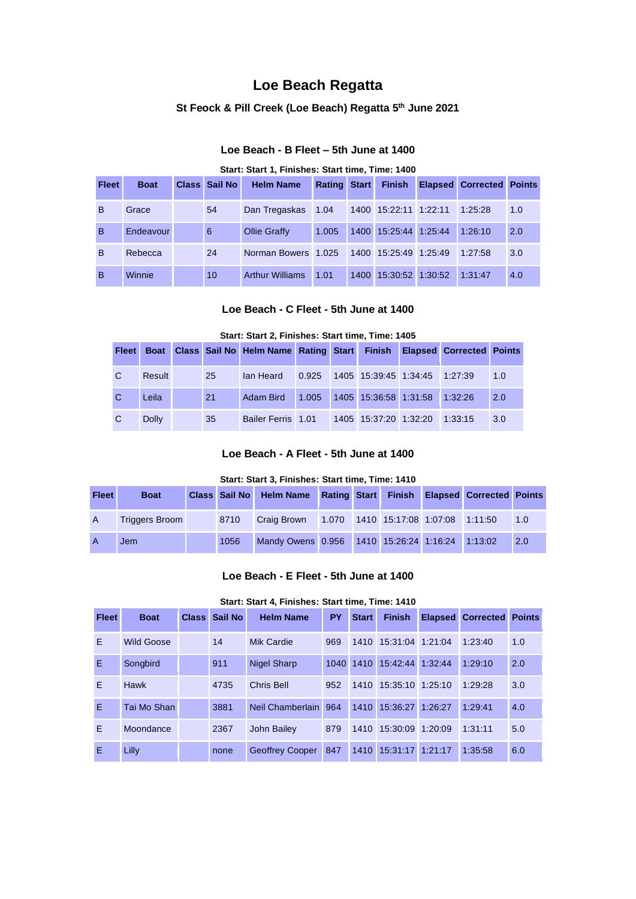# Loe Beach Regatta

## St Feock & Pill Creek (Loe Beach) Regatta 5th June 2021

### Loe Beach - B Fleet – 5th June at 1400

**Start: Start 1, Finishes: Start time, Time: 1400**

| Fleet | Boat | Class | Sail No | Helm Name | Rating | Start | Finish | Elapsed | Corrected | Points |
|---|---|---|---|---|---|---|---|---|---|---|
| B | Grace | | 54 | Dan Tregaskas | 1.04 | 1400 | 15:22:11 | 1:22:11 | 1:25:28 | 1.0 |
| B | Endeavour | | 6 | Ollie Graffy | 1.005 | 1400 | 15:25:44 | 1:25:44 | 1:26:10 | 2.0 |
| B | Rebecca | | 24 | Norman Bowers | 1.025 | 1400 | 15:25:49 | 1:25:49 | 1:27:58 | 3.0 |
| B | Winnie | | 10 | Arthur Williams | 1.01 | 1400 | 15:30:52 | 1:30:52 | 1:31:47 | 4.0 |

### Loe Beach - C Fleet - 5th June at 1400

**Start: Start 2, Finishes: Start time, Time: 1405**

| Fleet | Boat | Class | Sail No | Helm Name | Rating | Start | Finish | Elapsed | Corrected | Points |
|---|---|---|---|---|---|---|---|---|---|---|
| C | Result | | 25 | Ian Heard | 0.925 | 1405 | 15:39:45 | 1:34:45 | 1:27:39 | 1.0 |
| C | Leila | | 21 | Adam Bird | 1.005 | 1405 | 15:36:58 | 1:31:58 | 1:32:26 | 2.0 |
| C | Dolly | | 35 | Bailer Ferris | 1.01 | 1405 | 15:37:20 | 1:32:20 | 1:33:15 | 3.0 |

### Loe Beach - A Fleet - 5th June at 1400

**Start: Start 3, Finishes: Start time, Time: 1410**

| Fleet | Boat | Class | Sail No | Helm Name | Rating | Start | Finish | Elapsed | Corrected | Points |
|---|---|---|---|---|---|---|---|---|---|---|
| A | Triggers Broom | | 8710 | Craig Brown | 1.070 | 1410 | 15:17:08 | 1:07:08 | 1:11:50 | 1.0 |
| A | Jem | | 1056 | Mandy Owens | 0.956 | 1410 | 15:26:24 | 1:16:24 | 1:13:02 | 2.0 |

### Loe Beach - E Fleet - 5th June at 1400

**Start: Start 4, Finishes: Start time, Time: 1410**

| Fleet | Boat | Class | Sail No | Helm Name | PY | Start | Finish | Elapsed | Corrected | Points |
|---|---|---|---|---|---|---|---|---|---|---|
| E | Wild Goose | | 14 | Mik Cardie | 969 | 1410 | 15:31:04 | 1:21:04 | 1:23:40 | 1.0 |
| E | Songbird | | 911 | Nigel Sharp | 1040 | 1410 | 15:42:44 | 1:32:44 | 1:29:10 | 2.0 |
| E | Hawk | | 4735 | Chris Bell | 952 | 1410 | 15:35:10 | 1:25:10 | 1:29:28 | 3.0 |
| E | Tai Mo Shan | | 3881 | Neil Chamberlain | 964 | 1410 | 15:36:27 | 1:26:27 | 1:29:41 | 4.0 |
| E | Moondance | | 2367 | John Bailey | 879 | 1410 | 15:30:09 | 1:20:09 | 1:31:11 | 5.0 |
| E | Lilly | | none | Geoffrey Cooper | 847 | 1410 | 15:31:17 | 1:21:17 | 1:35:58 | 6.0 |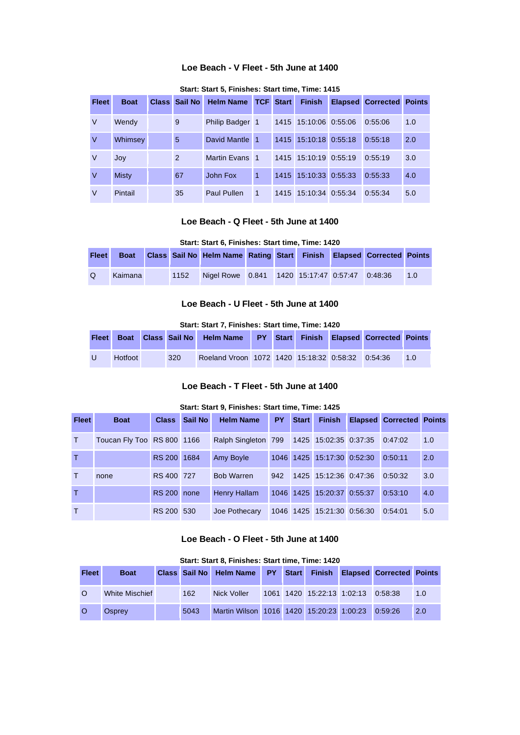### Loe Beach - V Fleet - 5th June at 1400

**Start: Start 5, Finishes: Start time, Time: 1415**

| Fleet | Boat | Class | Sail No | Helm Name | TCF | Start | Finish | Elapsed | Corrected | Points |
|---|---|---|---|---|---|---|---|---|---|---|
| V | Wendy | | 9 | Philip Badger | 1 | 1415 | 15:10:06 | 0:55:06 | 0:55:06 | 1.0 |
| V | Whimsey | | 5 | David Mantle | 1 | 1415 | 15:10:18 | 0:55:18 | 0:55:18 | 2.0 |
| V | Joy | | 2 | Martin Evans | 1 | 1415 | 15:10:19 | 0:55:19 | 0:55:19 | 3.0 |
| V | Misty | | 67 | John Fox | 1 | 1415 | 15:10:33 | 0:55:33 | 0:55:33 | 4.0 |
| V | Pintail | | 35 | Paul Pullen | 1 | 1415 | 15:10:34 | 0:55:34 | 0:55:34 | 5.0 |

### Loe Beach - Q Fleet - 5th June at 1400

**Start: Start 6, Finishes: Start time, Time: 1420**

| Fleet | Boat | Class | Sail No | Helm Name | Rating | Start | Finish | Elapsed | Corrected | Points |
|---|---|---|---|---|---|---|---|---|---|---|
| Q | Kaimana | | 1152 | Nigel Rowe | 0.841 | 1420 | 15:17:47 | 0:57:47 | 0:48:36 | 1.0 |

### Loe Beach - U Fleet - 5th June at 1400

**Start: Start 7, Finishes: Start time, Time: 1420**

| Fleet | Boat | Class | Sail No | Helm Name | PY | Start | Finish | Elapsed | Corrected | Points |
|---|---|---|---|---|---|---|---|---|---|---|
| U | Hotfoot | | 320 | Roeland Vroon | 1072 | 1420 | 15:18:32 | 0:58:32 | 0:54:36 | 1.0 |

### Loe Beach - T Fleet - 5th June at 1400

**Start: Start 9, Finishes: Start time, Time: 1425**

| Fleet | Boat | Class | Sail No | Helm Name | PY | Start | Finish | Elapsed | Corrected | Points |
|---|---|---|---|---|---|---|---|---|---|---|
| T | Toucan Fly Too | RS 800 | 1166 | Ralph Singleton | 799 | 1425 | 15:02:35 | 0:37:35 | 0:47:02 | 1.0 |
| T | | RS 200 | 1684 | Amy Boyle | 1046 | 1425 | 15:17:30 | 0:52:30 | 0:50:11 | 2.0 |
| T | none | RS 400 | 727 | Bob Warren | 942 | 1425 | 15:12:36 | 0:47:36 | 0:50:32 | 3.0 |
| T | | RS 200 | none | Henry Hallam | 1046 | 1425 | 15:20:37 | 0:55:37 | 0:53:10 | 4.0 |
| T | | RS 200 | 530 | Joe Pothecary | 1046 | 1425 | 15:21:30 | 0:56:30 | 0:54:01 | 5.0 |

### Loe Beach - O Fleet - 5th June at 1400

**Start: Start 8, Finishes: Start time, Time: 1420**

| Fleet | Boat | Class | Sail No | Helm Name | PY | Start | Finish | Elapsed | Corrected | Points |
|---|---|---|---|---|---|---|---|---|---|---|
| O | White Mischief | | 162 | Nick Voller | 1061 | 1420 | 15:22:13 | 1:02:13 | 0:58:38 | 1.0 |
| O | Osprey | | 5043 | Martin Wilson | 1016 | 1420 | 15:20:23 | 1:00:23 | 0:59:26 | 2.0 |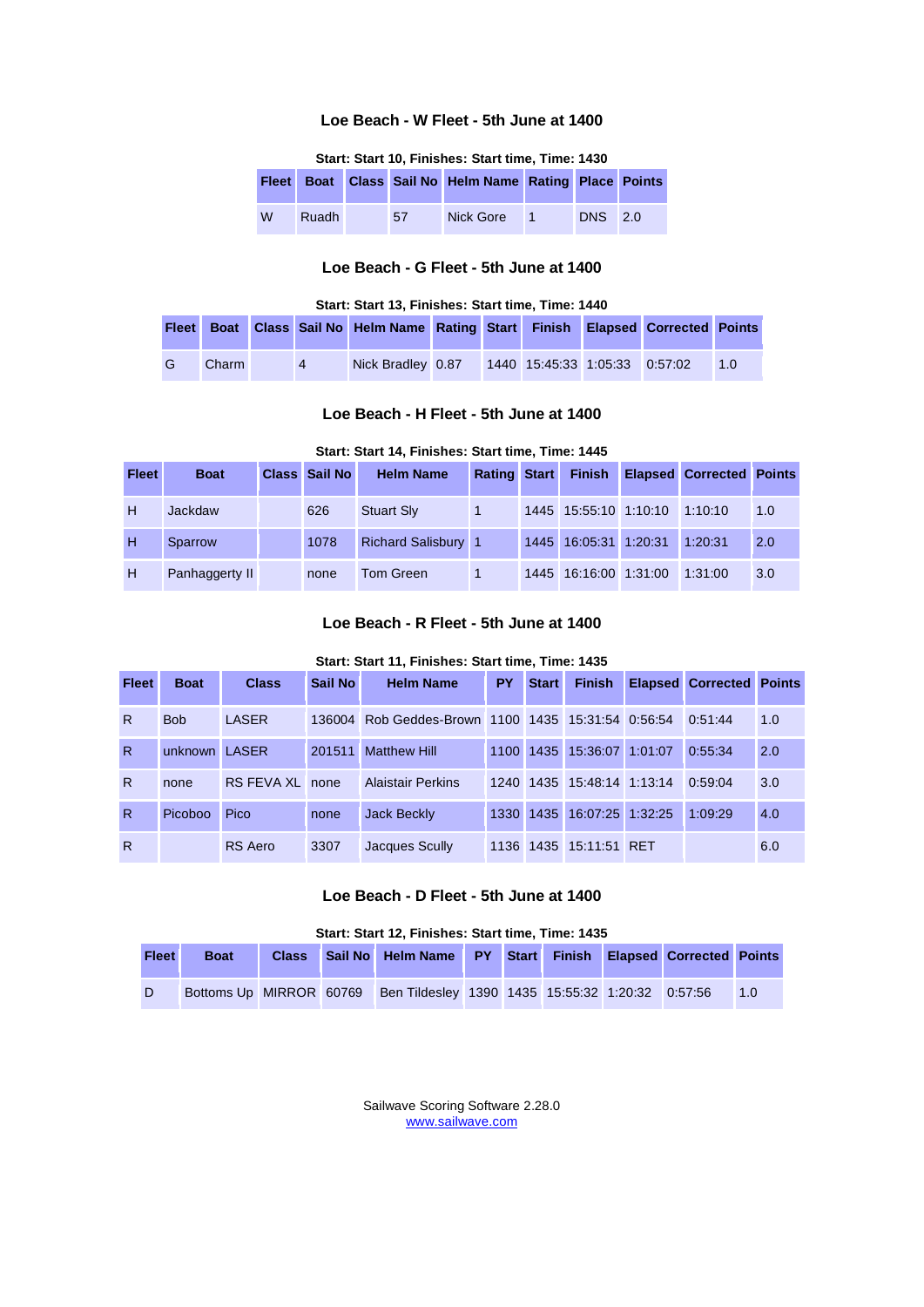### Loe Beach - W Fleet - 5th June at 1400

**Start: Start 10, Finishes: Start time, Time: 1430**

| Fleet | Boat | Class | Sail No | Helm Name | Rating | Place | Points |
|---|---|---|---|---|---|---|---|
| W | Ruadh | | 57 | Nick Gore | 1 | DNS | 2.0 |

### Loe Beach - G Fleet - 5th June at 1400

**Start: Start 13, Finishes: Start time, Time: 1440**

| Fleet | Boat | Class | Sail No | Helm Name | Rating | Start | Finish | Elapsed | Corrected | Points |
|---|---|---|---|---|---|---|---|---|---|---|
| G | Charm | | 4 | Nick Bradley | 0.87 | 1440 | 15:45:33 | 1:05:33 | 0:57:02 | 1.0 |

### Loe Beach - H Fleet - 5th June at 1400

**Start: Start 14, Finishes: Start time, Time: 1445**

| Fleet | Boat | Class | Sail No | Helm Name | Rating | Start | Finish | Elapsed | Corrected | Points |
|---|---|---|---|---|---|---|---|---|---|---|
| H | Jackdaw | | 626 | Stuart Sly | 1 | 1445 | 15:55:10 | 1:10:10 | 1:10:10 | 1.0 |
| H | Sparrow | | 1078 | Richard Salisbury | 1 | 1445 | 16:05:31 | 1:20:31 | 1:20:31 | 2.0 |
| H | Panhaggerty II | | none | Tom Green | 1 | 1445 | 16:16:00 | 1:31:00 | 1:31:00 | 3.0 |

### Loe Beach - R Fleet - 5th June at 1400

**Start: Start 11, Finishes: Start time, Time: 1435**

| Fleet | Boat | Class | Sail No | Helm Name | PY | Start | Finish | Elapsed | Corrected | Points |
|---|---|---|---|---|---|---|---|---|---|---|
| R | Bob | LASER | 136004 | Rob Geddes-Brown | 1100 | 1435 | 15:31:54 | 0:56:54 | 0:51:44 | 1.0 |
| R | unknown | LASER | 201511 | Matthew Hill | 1100 | 1435 | 15:36:07 | 1:01:07 | 0:55:34 | 2.0 |
| R | none | RS FEVA XL | none | Alaistair Perkins | 1240 | 1435 | 15:48:14 | 1:13:14 | 0:59:04 | 3.0 |
| R | Picoboo | Pico | none | Jack Beckly | 1330 | 1435 | 16:07:25 | 1:32:25 | 1:09:29 | 4.0 |
| R | | RS Aero | 3307 | Jacques Scully | 1136 | 1435 | 15:11:51 | RET | | 6.0 |

### Loe Beach - D Fleet - 5th June at 1400

**Start: Start 12, Finishes: Start time, Time: 1435**

| Fleet | Boat | Class | Sail No | Helm Name | PY | Start | Finish | Elapsed | Corrected | Points |
|---|---|---|---|---|---|---|---|---|---|---|
| D | Bottoms Up | MIRROR | 60769 | Ben Tildesley | 1390 | 1435 | 15:55:32 | 1:20:32 | 0:57:56 | 1.0 |

Sailwave Scoring Software 2.28.0
www.sailwave.com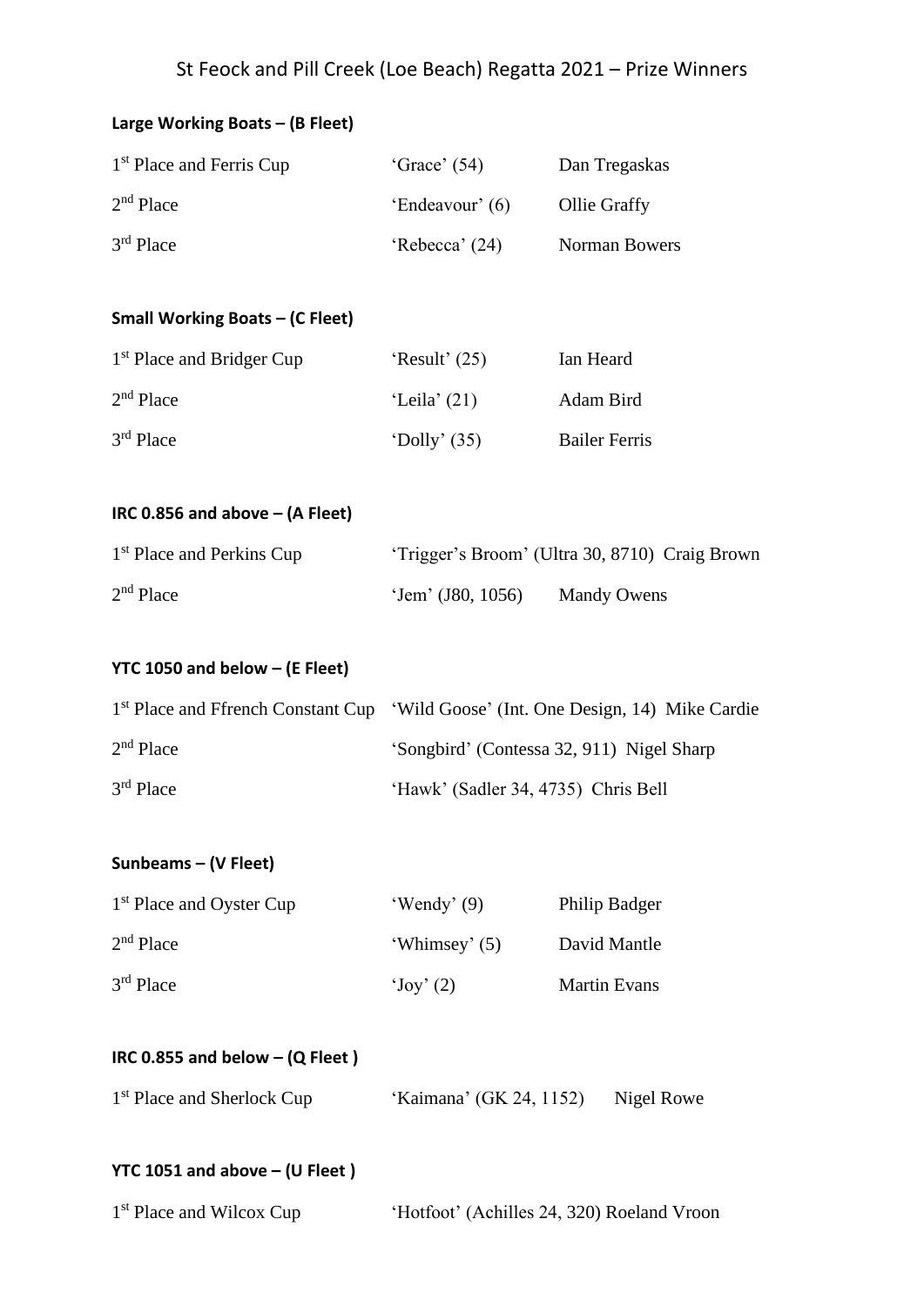# St Feock and Pill Creek (Loe Beach) Regatta 2021 – Prize Winners

**Large Working Boats – (B Fleet)**

| | | |
|---|---|---|
| 1st Place and Ferris Cup | 'Grace' (54) | Dan Tregaskas |
| 2nd Place | 'Endeavour' (6) | Ollie Graffy |
| 3rd Place | 'Rebecca' (24) | Norman Bowers |

**Small Working Boats – (C Fleet)**

| | | |
|---|---|---|
| 1st Place and Bridger Cup | 'Result' (25) | Ian Heard |
| 2nd Place | 'Leila' (21) | Adam Bird |
| 3rd Place | 'Dolly' (35) | Bailer Ferris |

**IRC 0.856 and above – (A Fleet)**

| | |
|---|---|
| 1st Place and Perkins Cup | 'Trigger's Broom' (Ultra 30, 8710) Craig Brown |
| 2nd Place | 'Jem' (J80, 1056) Mandy Owens |

**YTC 1050 and below – (E Fleet)**

| | |
|---|---|
| 1st Place and Ffrench Constant Cup | 'Wild Goose' (Int. One Design, 14) Mike Cardie |
| 2nd Place | 'Songbird' (Contessa 32, 911) Nigel Sharp |
| 3rd Place | 'Hawk' (Sadler 34, 4735) Chris Bell |

**Sunbeams – (V Fleet)**

| | | |
|---|---|---|
| 1st Place and Oyster Cup | 'Wendy' (9) | Philip Badger |
| 2nd Place | 'Whimsey' (5) | David Mantle |
| 3rd Place | 'Joy' (2) | Martin Evans |

**IRC 0.855 and below – (Q Fleet )**

| | |
|---|---|
| 1st Place and Sherlock Cup | 'Kaimana' (GK 24, 1152) Nigel Rowe |

**YTC 1051 and above – (U Fleet )**

| | |
|---|---|
| 1st Place and Wilcox Cup | 'Hotfoot' (Achilles 24, 320) Roeland Vroon |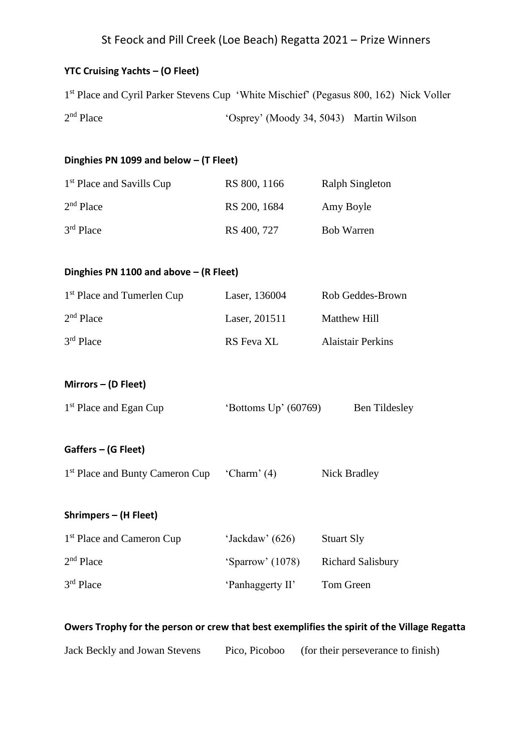# St Feock and Pill Creek (Loe Beach) Regatta 2021 – Prize Winners

**YTC Cruising Yachts – (O Fleet)**

| | | |
|---|---|---|
| 1st Place and Cyril Parker Stevens Cup | 'White Mischief' (Pegasus 800, 162) | Nick Voller |
| 2nd Place | 'Osprey' (Moody 34, 5043) | Martin Wilson |

**Dinghies PN 1099 and below – (T Fleet)**

| | | |
|---|---|---|
| 1st Place and Savills Cup | RS 800, 1166 | Ralph Singleton |
| 2nd Place | RS 200, 1684 | Amy Boyle |
| 3rd Place | RS 400, 727 | Bob Warren |

**Dinghies PN 1100 and above – (R Fleet)**

| | | |
|---|---|---|
| 1st Place and Tumerlen Cup | Laser, 136004 | Rob Geddes-Brown |
| 2nd Place | Laser, 201511 | Matthew Hill |
| 3rd Place | RS Feva XL | Alaistair Perkins |

**Mirrors – (D Fleet)**

| | | |
|---|---|---|
| 1st Place and Egan Cup | 'Bottoms Up' (60769) | Ben Tildesley |

**Gaffers – (G Fleet)**

| | | |
|---|---|---|
| 1st Place and Bunty Cameron Cup | 'Charm' (4) | Nick Bradley |

**Shrimpers – (H Fleet)**

| | | |
|---|---|---|
| 1st Place and Cameron Cup | 'Jackdaw' (626) | Stuart Sly |
| 2nd Place | 'Sparrow' (1078) | Richard Salisbury |
| 3rd Place | 'Panhaggerty II' | Tom Green |

**Owers Trophy for the person or crew that best exemplifies the spirit of the Village Regatta**

Jack Beckly and Jowan Stevens Pico, Picoboo (for their perseverance to finish)